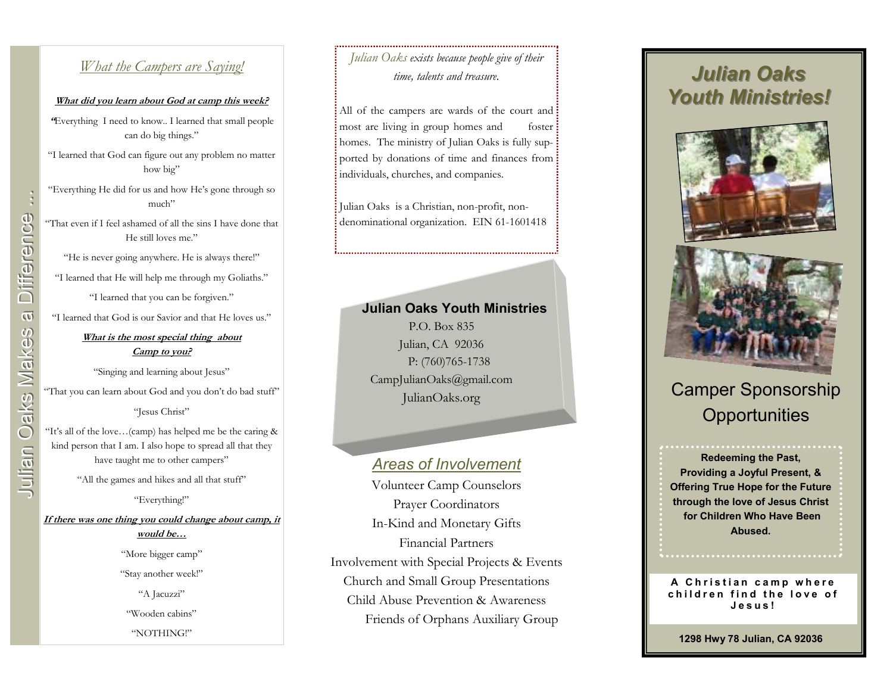Julian Oaks Makes a Difference …

## *What the Campers are Saying!*

**What did you learn about God at camp this week?**

"Everything I need to know.. I learned that small people can do big things."

"I learned that God can figure out any problem no matter how big"

"Everything He did for us and how He's gone through so much"

"That even if I feel ashamed of all the sins I have done that He still loves me."

"He is never going anywhere. He is always there!"

"I learned that He will help me through my Goliaths."

"I learned that you can be forgiven."

"I learned that God is our Savior and that He loves us."

**What is the most special thing about Camp to you?**

"Singing and learning about Jesus"

"That you can learn about God and you don't do bad stuff"

"Jesus Christ"

"It's all of the love…(camp) has helped me be the caring & kind person that I am. I also hope to spread all that they have taught me to other campers"

"All the games and hikes and all that stuff"

"Everything!"

**If there was one thing you could change about camp, it would be…**

"More bigger camp"

"Stay another week!"

"A Jacuzzi"

"Wooden cabins"

"NOTHING!"

*Julian Oaks exists because people give of their time, talents and treasure.*

All of the campers are wards of the court and most are living in group homes and foster homes. The ministry of Julian Oaks is fully supported by donations of time and finances from individuals, churches, and companies.

Julian Oaks is a Christian, non-profit, non-denominational organization. EIN 61-1601418

**Julian Oaks Youth Ministries**
P.O. Box 835
Julian, CA 92036
P: (760)765-1738
CampJulianOaks@gmail.com
JulianOaks.org

## *Areas of Involvement*

Volunteer Camp Counselors
Prayer Coordinators
In-Kind and Monetary Gifts
Financial Partners
Involvement with Special Projects & Events
Church and Small Group Presentations
Child Abuse Prevention & Awareness
Friends of Orphans Auxiliary Group

# *Julian Oaks Youth Ministries!*

## Camper Sponsorship Opportunities

**Redeeming the Past, Providing a Joyful Present, & Offering True Hope for the Future through the love of Jesus Christ for Children Who Have Been Abused.**

**A Christian camp where children find the love of Jesus!**

**1298 Hwy 78 Julian, CA 92036**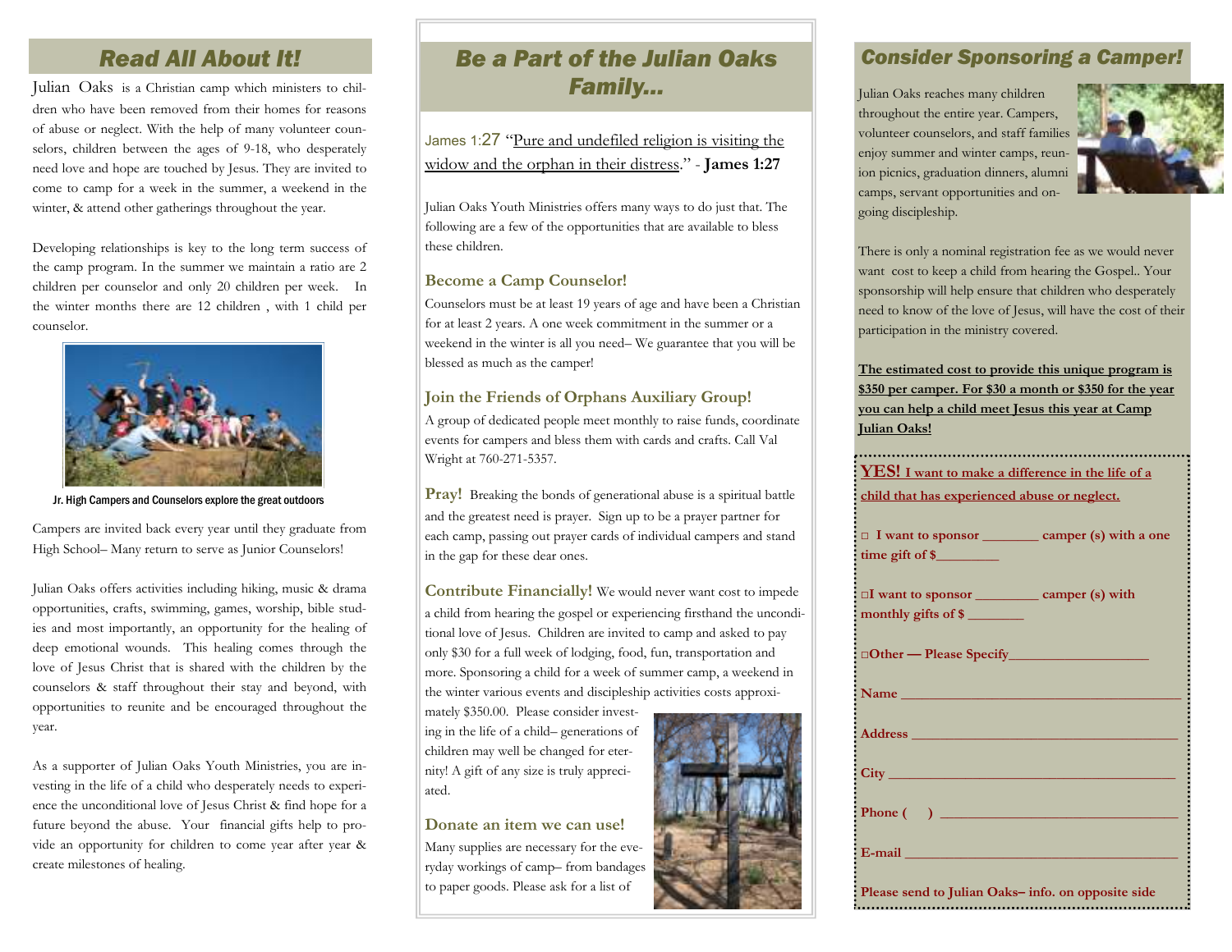## Read All About It!

Julian Oaks is a Christian camp which ministers to children who have been removed from their homes for reasons of abuse or neglect. With the help of many volunteer counselors, children between the ages of 9-18, who desperately need love and hope are touched by Jesus. They are invited to come to camp for a week in the summer, a weekend in the winter, & attend other gatherings throughout the year.

Developing relationships is key to the long term success of the camp program. In the summer we maintain a ratio are 2 children per counselor and only 20 children per week. In the winter months there are 12 children , with 1 child per counselor.

Jr. High Campers and Counselors explore the great outdoors

Campers are invited back every year until they graduate from High School– Many return to serve as Junior Counselors!

Julian Oaks offers activities including hiking, music & drama opportunities, crafts, swimming, games, worship, bible studies and most importantly, an opportunity for the healing of deep emotional wounds. This healing comes through the love of Jesus Christ that is shared with the children by the counselors & staff throughout their stay and beyond, with opportunities to reunite and be encouraged throughout the year.

As a supporter of Julian Oaks Youth Ministries, you are investing in the life of a child who desperately needs to experience the unconditional love of Jesus Christ & find hope for a future beyond the abuse. Your financial gifts help to provide an opportunity for children to come year after year & create milestones of healing.

## Be a Part of the Julian Oaks Family...

James 1:27 "Pure and undefiled religion is visiting the widow and the orphan in their distress." - **James 1:27**

Julian Oaks Youth Ministries offers many ways to do just that. The following are a few of the opportunities that are available to bless these children.

### Become a Camp Counselor!

Counselors must be at least 19 years of age and have been a Christian for at least 2 years. A one week commitment in the summer or a weekend in the winter is all you need– We guarantee that you will be blessed as much as the camper!

### Join the Friends of Orphans Auxiliary Group!

A group of dedicated people meet monthly to raise funds, coordinate events for campers and bless them with cards and crafts. Call Val Wright at 760-271-5357.

**Pray!** Breaking the bonds of generational abuse is a spiritual battle and the greatest need is prayer. Sign up to be a prayer partner for each camp, passing out prayer cards of individual campers and stand in the gap for these dear ones.

**Contribute Financially!** We would never want cost to impede a child from hearing the gospel or experiencing firsthand the unconditional love of Jesus. Children are invited to camp and asked to pay only $30 for a full week of lodging, food, fun, transportation and more. Sponsoring a child for a week of summer camp, a weekend in the winter various events and discipleship activities costs approximately $350.00. Please consider investing in the life of a child– generations of children may well be changed for eternity! A gift of any size is truly appreciated.

### Donate an item we can use!

Many supplies are necessary for the everyday workings of camp– from bandages to paper goods. Please ask for a list of

## Consider Sponsoring a Camper!

Julian Oaks reaches many children throughout the entire year. Campers, volunteer counselors, and staff families enjoy summer and winter camps, reunion picnics, graduation dinners, alumni camps, servant opportunities and ongoing discipleship.

There is only a nominal registration fee as we would never want cost to keep a child from hearing the Gospel.. Your sponsorship will help ensure that children who desperately need to know of the love of Jesus, will have the cost of their participation in the ministry covered.

**The estimated cost to provide this unique program is $350 per camper. For $30 a month or $350 for the year you can help a child meet Jesus this year at Camp Julian Oaks!**

**YES! I want to make a difference in the life of a child that has experienced abuse or neglect.**

**□ I want to sponsor ________ camper (s) with a one time gift of $_________**

**□I want to sponsor _________ camper (s) with monthly gifts of $ ________**

**□Other — Please Specify____________________**

**Name ________________________________________**

**Address ______________________________________**

**City __________________________________________**

**Phone (     ) __________________________________**

**E-mail ________________________________________**

**Please send to Julian Oaks– info. on opposite side**